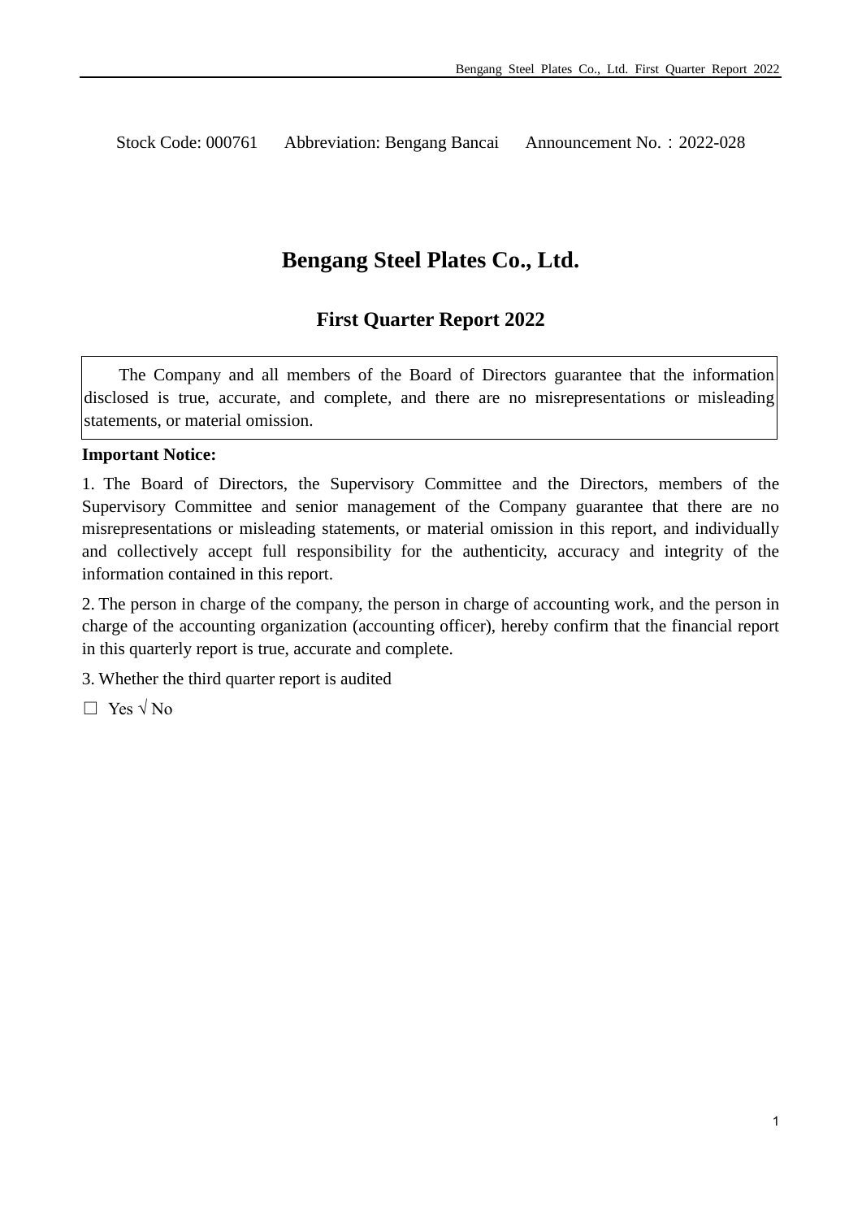Stock Code: 000761 Abbreviation: Bengang Bancai Announcement No.：2022-028

# Bengang Steel Plates Co., Ltd.

## First Quarter Report 2022

The Company and all members of the Board of Directors guarantee that the information disclosed is true, accurate, and complete, and there are no misrepresentations or misleading statements, or material omission.

**Important Notice:**

1. The Board of Directors, the Supervisory Committee and the Directors, members of the Supervisory Committee and senior management of the Company guarantee that there are no misrepresentations or misleading statements, or material omission in this report, and individually and collectively accept full responsibility for the authenticity, accuracy and integrity of the information contained in this report.

2. The person in charge of the company, the person in charge of accounting work, and the person in charge of the accounting organization (accounting officer), hereby confirm that the financial report in this quarterly report is true, accurate and complete.

3. Whether the third quarter report is audited

□ Yes √ No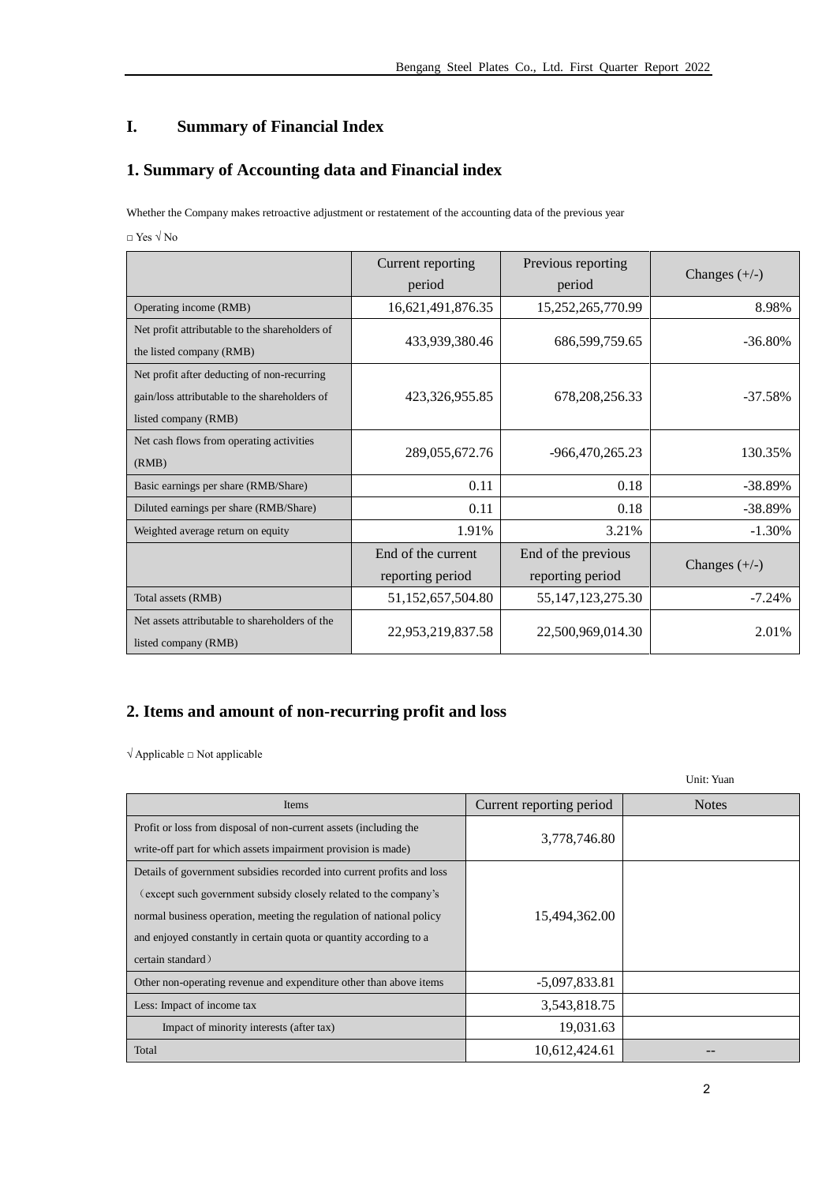# I. Summary of Financial Index

## 1. Summary of Accounting data and Financial index

Whether the Company makes retroactive adjustment or restatement of the accounting data of the previous year

□ Yes √ No

| | Current reporting period | Previous reporting period | Changes (+/-) |
|---|---|---|---|
| Operating income (RMB) | 16,621,491,876.35 | 15,252,265,770.99 | 8.98% |
| Net profit attributable to the shareholders of the listed company (RMB) | 433,939,380.46 | 686,599,759.65 | -36.80% |
| Net profit after deducting of non-recurring gain/loss attributable to the shareholders of listed company (RMB) | 423,326,955.85 | 678,208,256.33 | -37.58% |
| Net cash flows from operating activities (RMB) | 289,055,672.76 | -966,470,265.23 | 130.35% |
| Basic earnings per share (RMB/Share) | 0.11 | 0.18 | -38.89% |
| Diluted earnings per share (RMB/Share) | 0.11 | 0.18 | -38.89% |
| Weighted average return on equity | 1.91% | 3.21% | -1.30% |
| | End of the current reporting period | End of the previous reporting period | Changes (+/-) |
| Total assets (RMB) | 51,152,657,504.80 | 55,147,123,275.30 | -7.24% |
| Net assets attributable to shareholders of the listed company (RMB) | 22,953,219,837.58 | 22,500,969,014.30 | 2.01% |

## 2. Items and amount of non-recurring profit and loss

√ Applicable □ Not applicable

Unit: Yuan

| Items | Current reporting period | Notes |
|---|---|---|
| Profit or loss from disposal of non-current assets (including the write-off part for which assets impairment provision is made) | 3,778,746.80 | |
| Details of government subsidies recorded into current profits and loss （except such government subsidy closely related to the company's normal business operation, meeting the regulation of national policy and enjoyed constantly in certain quota or quantity according to a certain standard） | 15,494,362.00 | |
| Other non-operating revenue and expenditure other than above items | -5,097,833.81 | |
| Less: Impact of income tax | 3,543,818.75 | |
| Impact of minority interests (after tax) | 19,031.63 | |
| Total | 10,612,424.61 | -- |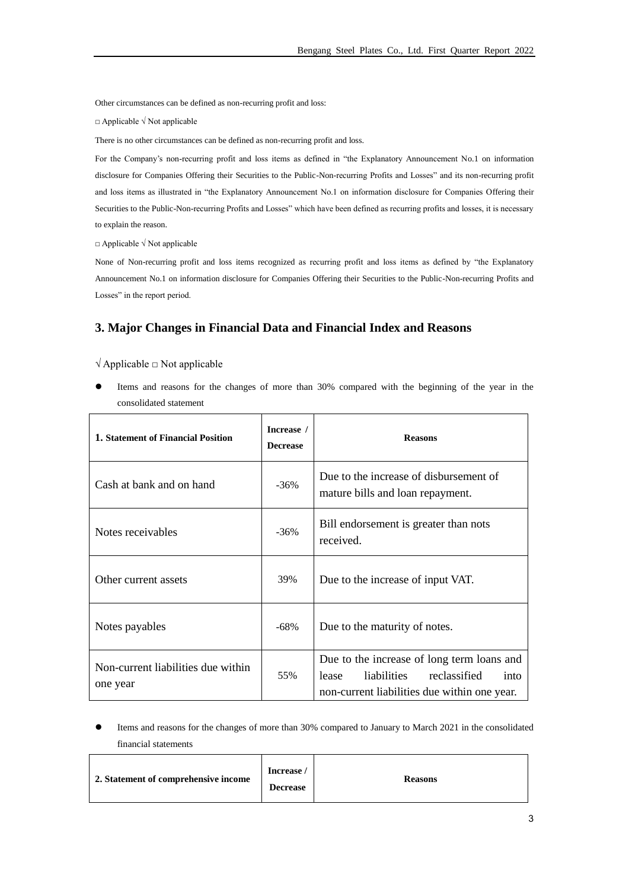Other circumstances can be defined as non-recurring profit and loss:

□ Applicable √ Not applicable

There is no other circumstances can be defined as non-recurring profit and loss.

For the Company's non-recurring profit and loss items as defined in "the Explanatory Announcement No.1 on information disclosure for Companies Offering their Securities to the Public-Non-recurring Profits and Losses" and its non-recurring profit and loss items as illustrated in "the Explanatory Announcement No.1 on information disclosure for Companies Offering their Securities to the Public-Non-recurring Profits and Losses" which have been defined as recurring profits and losses, it is necessary to explain the reason.

□ Applicable √ Not applicable

None of Non-recurring profit and loss items recognized as recurring profit and loss items as defined by "the Explanatory Announcement No.1 on information disclosure for Companies Offering their Securities to the Public-Non-recurring Profits and Losses" in the report period.

## 3. Major Changes in Financial Data and Financial Index and Reasons

√ Applicable □ Not applicable

- Items and reasons for the changes of more than 30% compared with the beginning of the year in the consolidated statement

| **1. Statement of Financial Position** | **Increase / Decrease** | **Reasons** |
|---|---|---|
| Cash at bank and on hand | -36% | Due to the increase of disbursement of mature bills and loan repayment. |
| Notes receivables | -36% | Bill endorsement is greater than nots received. |
| Other current assets | 39% | Due to the increase of input VAT. |
| Notes payables | -68% | Due to the maturity of notes. |
| Non-current liabilities due within one year | 55% | Due to the increase of long term loans and lease liabilities reclassified into non-current liabilities due within one year. |

- Items and reasons for the changes of more than 30% compared to January to March 2021 in the consolidated financial statements

| **2. Statement of comprehensive income** | **Increase / Decrease** | **Reasons** |
|---|---|---|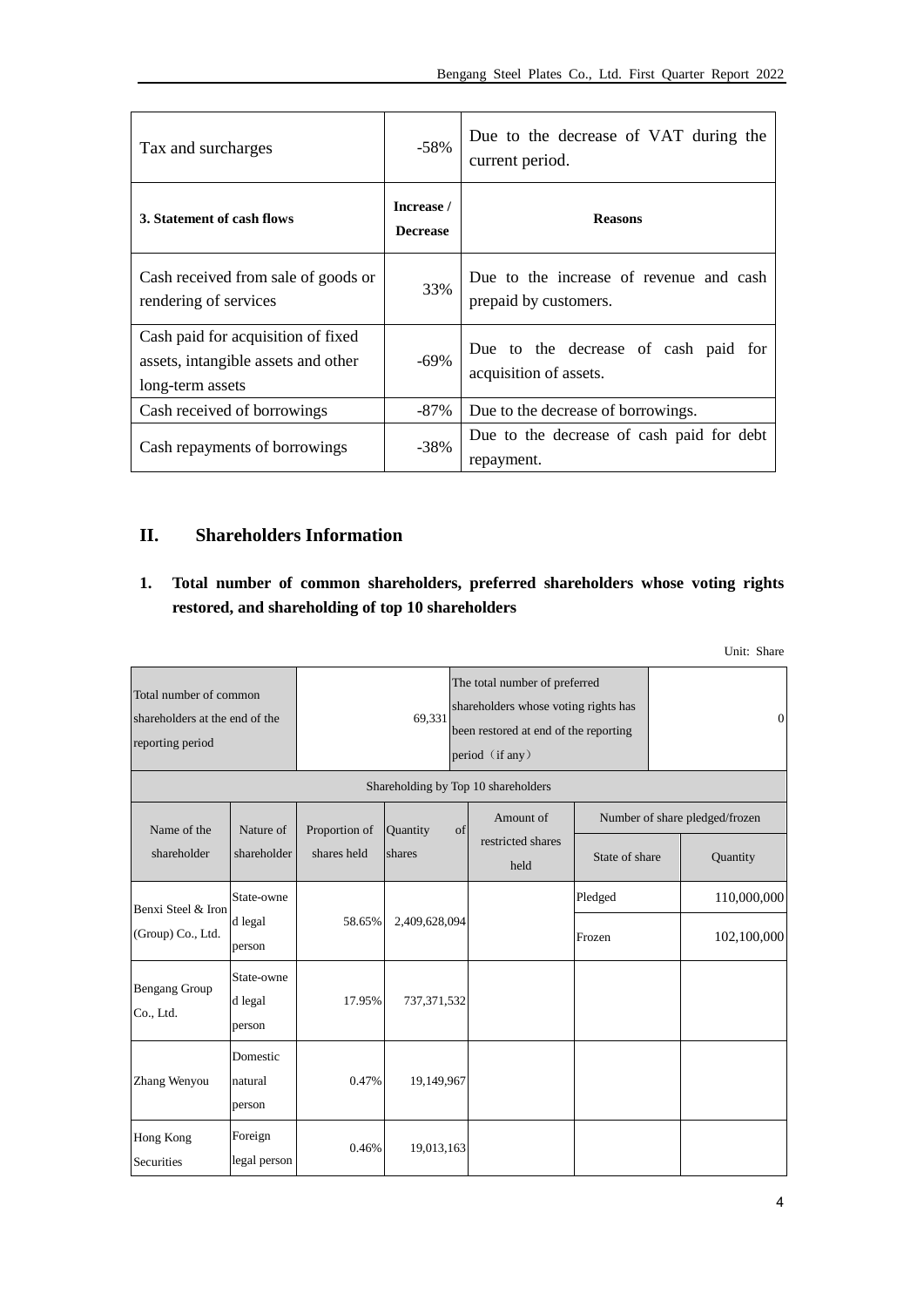| | | |
|---|---|---|
| Tax and surcharges | -58% | Due to the decrease of VAT during the current period. |
| **3. Statement of cash flows** | **Increase / Decrease** | **Reasons** |
| Cash received from sale of goods or rendering of services | 33% | Due to the increase of revenue and cash prepaid by customers. |
| Cash paid for acquisition of fixed assets, intangible assets and other long-term assets | -69% | Due to the decrease of cash paid for acquisition of assets. |
| Cash received of borrowings | -87% | Due to the decrease of borrowings. |
| Cash repayments of borrowings | -38% | Due to the decrease of cash paid for debt repayment. |

## II. Shareholders Information

### 1. Total number of common shareholders, preferred shareholders whose voting rights restored, and shareholding of top 10 shareholders

Unit: Share

| Total number of common shareholders at the end of the reporting period | | 69,331 | The total number of preferred shareholders whose voting rights has been restored at end of the reporting period（if any） | | | 0 |
|---|---|---|---|---|---|---|
| Shareholding by Top 10 shareholders | | | | | | |
| Name of the shareholder | Nature of shareholder | Proportion of shares held | Quantity of shares | Amount of restricted shares held | Number of share pledged/frozen | |
| | | | | | State of share | Quantity |
| Benxi Steel & Iron (Group) Co., Ltd. | State-owned legal person | 58.65% | 2,409,628,094 | | Pledged | 110,000,000 |
| | | | | | Frozen | 102,100,000 |
| Bengang Group Co., Ltd. | State-owned legal person | 17.95% | 737,371,532 | | | |
| Zhang Wenyou | Domestic natural person | 0.47% | 19,149,967 | | | |
| Hong Kong Securities | Foreign legal person | 0.46% | 19,013,163 | | | |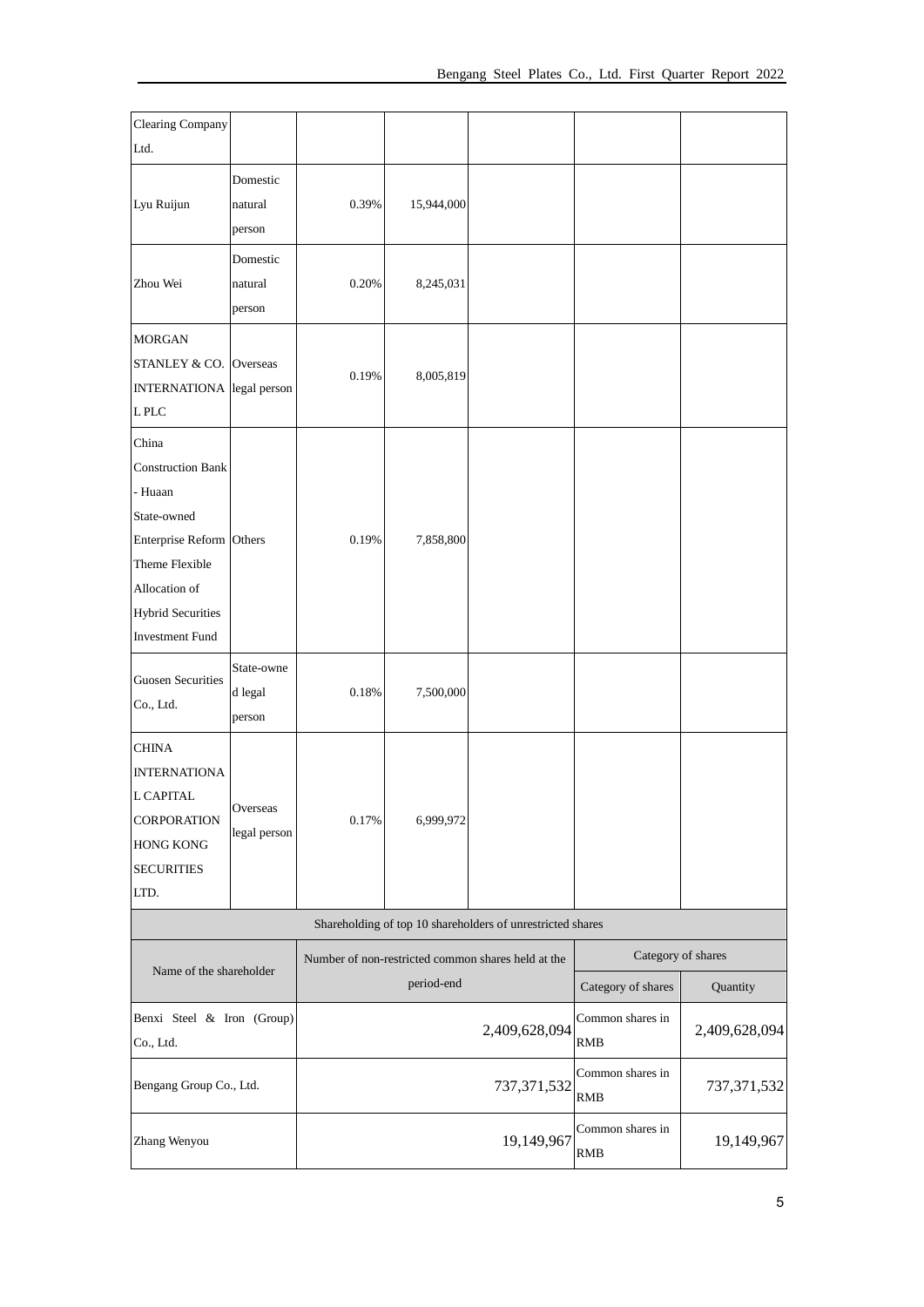| | | | | | | |
|---|---|---|---|---|---|---|
| Clearing Company Ltd. | | | | | | |
| Lyu Ruijun | Domestic natural person | 0.39% | 15,944,000 | | | |
| Zhou Wei | Domestic natural person | 0.20% | 8,245,031 | | | |
| MORGAN STANLEY & CO. INTERNATIONAL PLC | Overseas legal person | 0.19% | 8,005,819 | | | |
| China Construction Bank - Huaan State-owned Enterprise Reform Theme Flexible Allocation of Hybrid Securities Investment Fund | Others | 0.19% | 7,858,800 | | | |
| Guosen Securities Co., Ltd. | State-owned legal person | 0.18% | 7,500,000 | | | |
| CHINA INTERNATIONAL CAPITAL CORPORATION HONG KONG SECURITIES LTD. | Overseas legal person | 0.17% | 6,999,972 | | | |

| Shareholding of top 10 shareholders of unrestricted shares | | | |
|---|---|---|---|
| Name of the shareholder | Number of non-restricted common shares held at the period-end | Category of shares | |
| | | Category of shares | Quantity |
| Benxi Steel & Iron (Group) Co., Ltd. | 2,409,628,094 | Common shares in RMB | 2,409,628,094 |
| Bengang Group Co., Ltd. | 737,371,532 | Common shares in RMB | 737,371,532 |
| Zhang Wenyou | 19,149,967 | Common shares in RMB | 19,149,967 |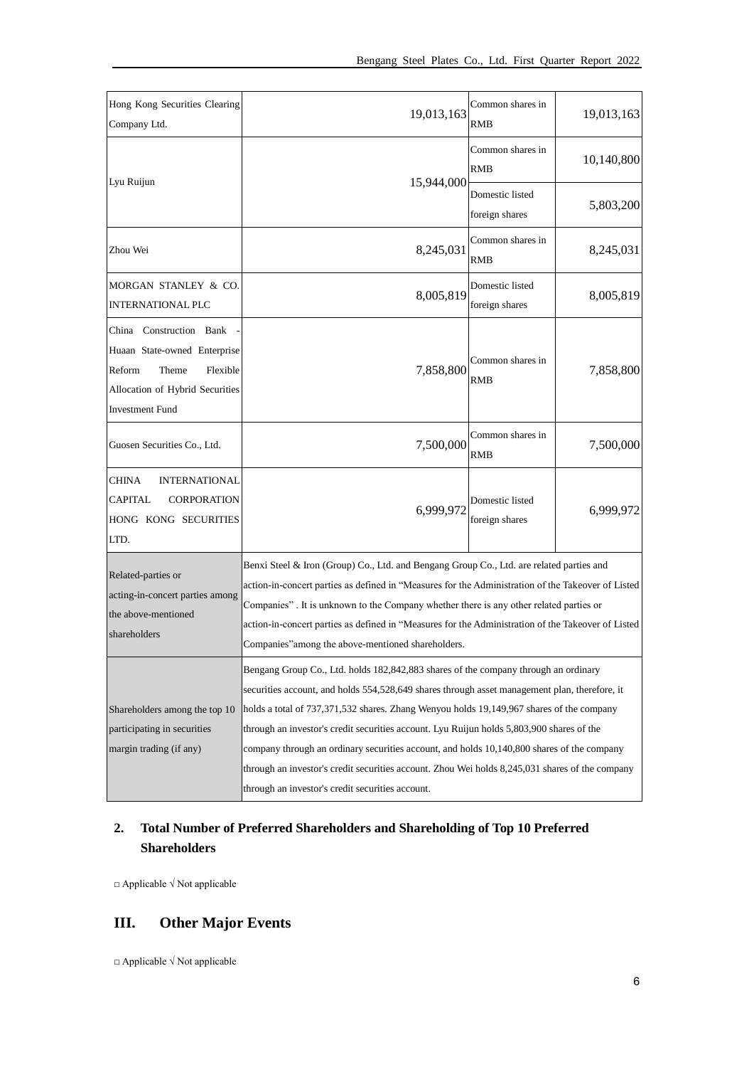| | | | |
|---|---|---|---|
| Hong Kong Securities Clearing Company Ltd. | 19,013,163 | Common shares in RMB | 19,013,163 |
| Lyu Ruijun | 15,944,000 | Common shares in RMB | 10,140,800 |
| | | Domestic listed foreign shares | 5,803,200 |
| Zhou Wei | 8,245,031 | Common shares in RMB | 8,245,031 |
| MORGAN STANLEY & CO. INTERNATIONAL PLC | 8,005,819 | Domestic listed foreign shares | 8,005,819 |
| China Construction Bank - Huaan State-owned Enterprise Reform Theme Flexible Allocation of Hybrid Securities Investment Fund | 7,858,800 | Common shares in RMB | 7,858,800 |
| Guosen Securities Co., Ltd. | 7,500,000 | Common shares in RMB | 7,500,000 |
| CHINA INTERNATIONAL CAPITAL CORPORATION HONG KONG SECURITIES LTD. | 6,999,972 | Domestic listed foreign shares | 6,999,972 |
| Related-parties or acting-in-concert parties among the above-mentioned shareholders | Benxi Steel & Iron (Group) Co., Ltd. and Bengang Group Co., Ltd. are related parties and action-in-concert parties as defined in "Measures for the Administration of the Takeover of Listed Companies" . It is unknown to the Company whether there is any other related parties or action-in-concert parties as defined in "Measures for the Administration of the Takeover of Listed Companies"among the above-mentioned shareholders. | | |
| Shareholders among the top 10 participating in securities margin trading (if any) | Bengang Group Co., Ltd. holds 182,842,883 shares of the company through an ordinary securities account, and holds 554,528,649 shares through asset management plan, therefore, it holds a total of 737,371,532 shares. Zhang Wenyou holds 19,149,967 shares of the company through an investor's credit securities account. Lyu Ruijun holds 5,803,900 shares of the company through an ordinary securities account, and holds 10,140,800 shares of the company through an investor's credit securities account. Zhou Wei holds 8,245,031 shares of the company through an investor's credit securities account. | | |

## 2. Total Number of Preferred Shareholders and Shareholding of Top 10 Preferred Shareholders

□ Applicable √ Not applicable

# III. Other Major Events

□ Applicable √ Not applicable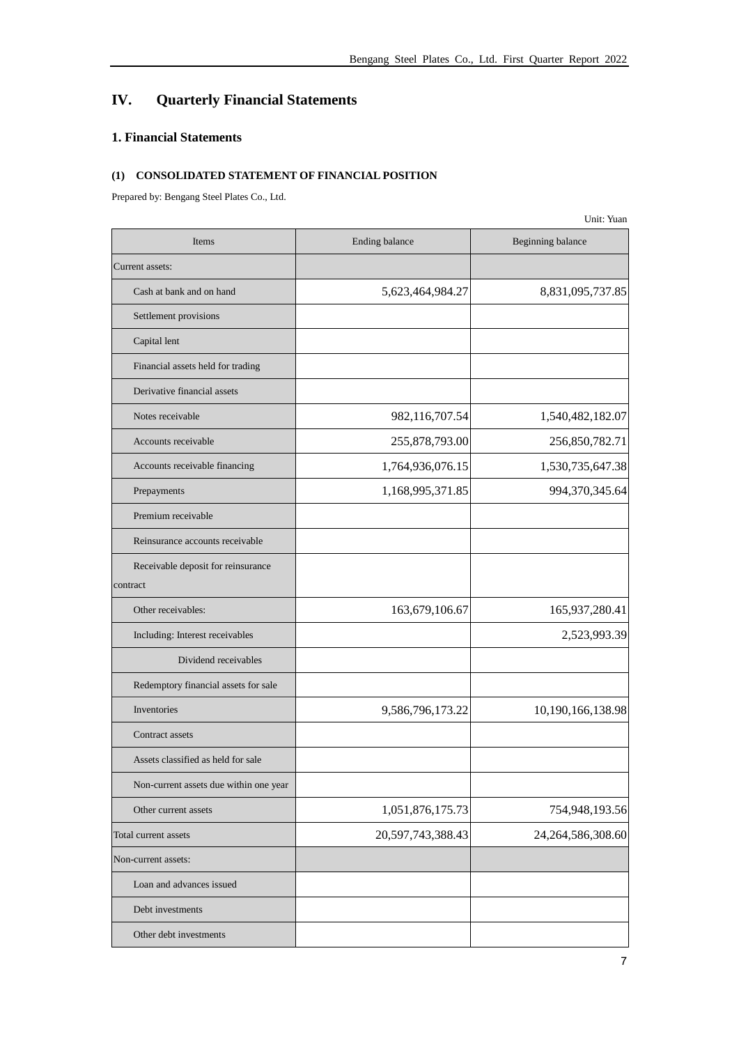# IV. Quarterly Financial Statements

## 1. Financial Statements

### (1) CONSOLIDATED STATEMENT OF FINANCIAL POSITION

Prepared by: Bengang Steel Plates Co., Ltd.

Unit: Yuan

| Items | Ending balance | Beginning balance |
|---|---|---|
| Current assets: | | |
| Cash at bank and on hand | 5,623,464,984.27 | 8,831,095,737.85 |
| Settlement provisions | | |
| Capital lent | | |
| Financial assets held for trading | | |
| Derivative financial assets | | |
| Notes receivable | 982,116,707.54 | 1,540,482,182.07 |
| Accounts receivable | 255,878,793.00 | 256,850,782.71 |
| Accounts receivable financing | 1,764,936,076.15 | 1,530,735,647.38 |
| Prepayments | 1,168,995,371.85 | 994,370,345.64 |
| Premium receivable | | |
| Reinsurance accounts receivable | | |
| Receivable deposit for reinsurance contract | | |
| Other receivables: | 163,679,106.67 | 165,937,280.41 |
| Including: Interest receivables | | 2,523,993.39 |
| Dividend receivables | | |
| Redemptory financial assets for sale | | |
| Inventories | 9,586,796,173.22 | 10,190,166,138.98 |
| Contract assets | | |
| Assets classified as held for sale | | |
| Non-current assets due within one year | | |
| Other current assets | 1,051,876,175.73 | 754,948,193.56 |
| Total current assets | 20,597,743,388.43 | 24,264,586,308.60 |
| Non-current assets: | | |
| Loan and advances issued | | |
| Debt investments | | |
| Other debt investments | | |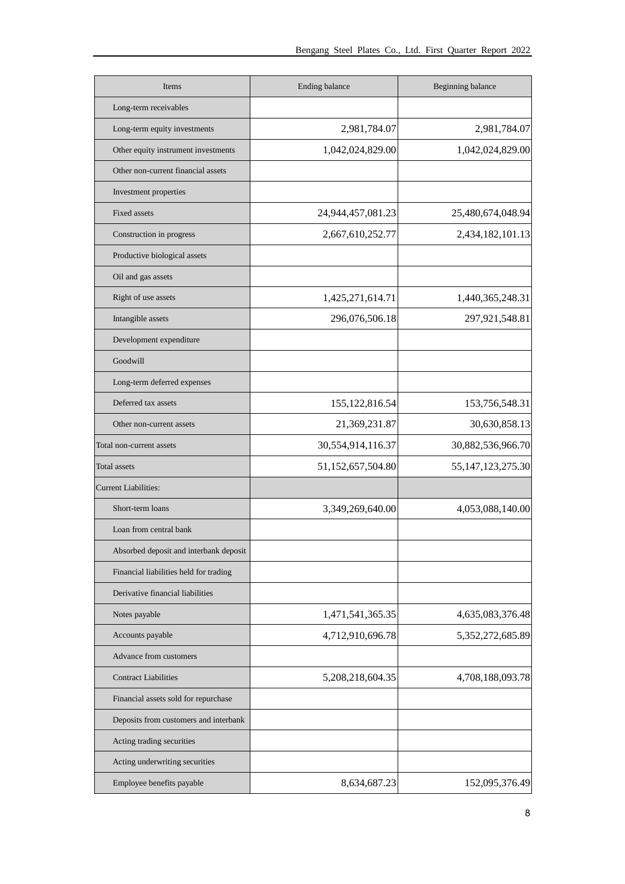| Items | Ending balance | Beginning balance |
| --- | --- | --- |
| Long-term receivables | | |
| Long-term equity investments | 2,981,784.07 | 2,981,784.07 |
| Other equity instrument investments | 1,042,024,829.00 | 1,042,024,829.00 |
| Other non-current financial assets | | |
| Investment properties | | |
| Fixed assets | 24,944,457,081.23 | 25,480,674,048.94 |
| Construction in progress | 2,667,610,252.77 | 2,434,182,101.13 |
| Productive biological assets | | |
| Oil and gas assets | | |
| Right of use assets | 1,425,271,614.71 | 1,440,365,248.31 |
| Intangible assets | 296,076,506.18 | 297,921,548.81 |
| Development expenditure | | |
| Goodwill | | |
| Long-term deferred expenses | | |
| Deferred tax assets | 155,122,816.54 | 153,756,548.31 |
| Other non-current assets | 21,369,231.87 | 30,630,858.13 |
| Total non-current assets | 30,554,914,116.37 | 30,882,536,966.70 |
| Total assets | 51,152,657,504.80 | 55,147,123,275.30 |
| Current Liabilities: | | |
| Short-term loans | 3,349,269,640.00 | 4,053,088,140.00 |
| Loan from central bank | | |
| Absorbed deposit and interbank deposit | | |
| Financial liabilities held for trading | | |
| Derivative financial liabilities | | |
| Notes payable | 1,471,541,365.35 | 4,635,083,376.48 |
| Accounts payable | 4,712,910,696.78 | 5,352,272,685.89 |
| Advance from customers | | |
| Contract Liabilities | 5,208,218,604.35 | 4,708,188,093.78 |
| Financial assets sold for repurchase | | |
| Deposits from customers and interbank | | |
| Acting trading securities | | |
| Acting underwriting securities | | |
| Employee benefits payable | 8,634,687.23 | 152,095,376.49 |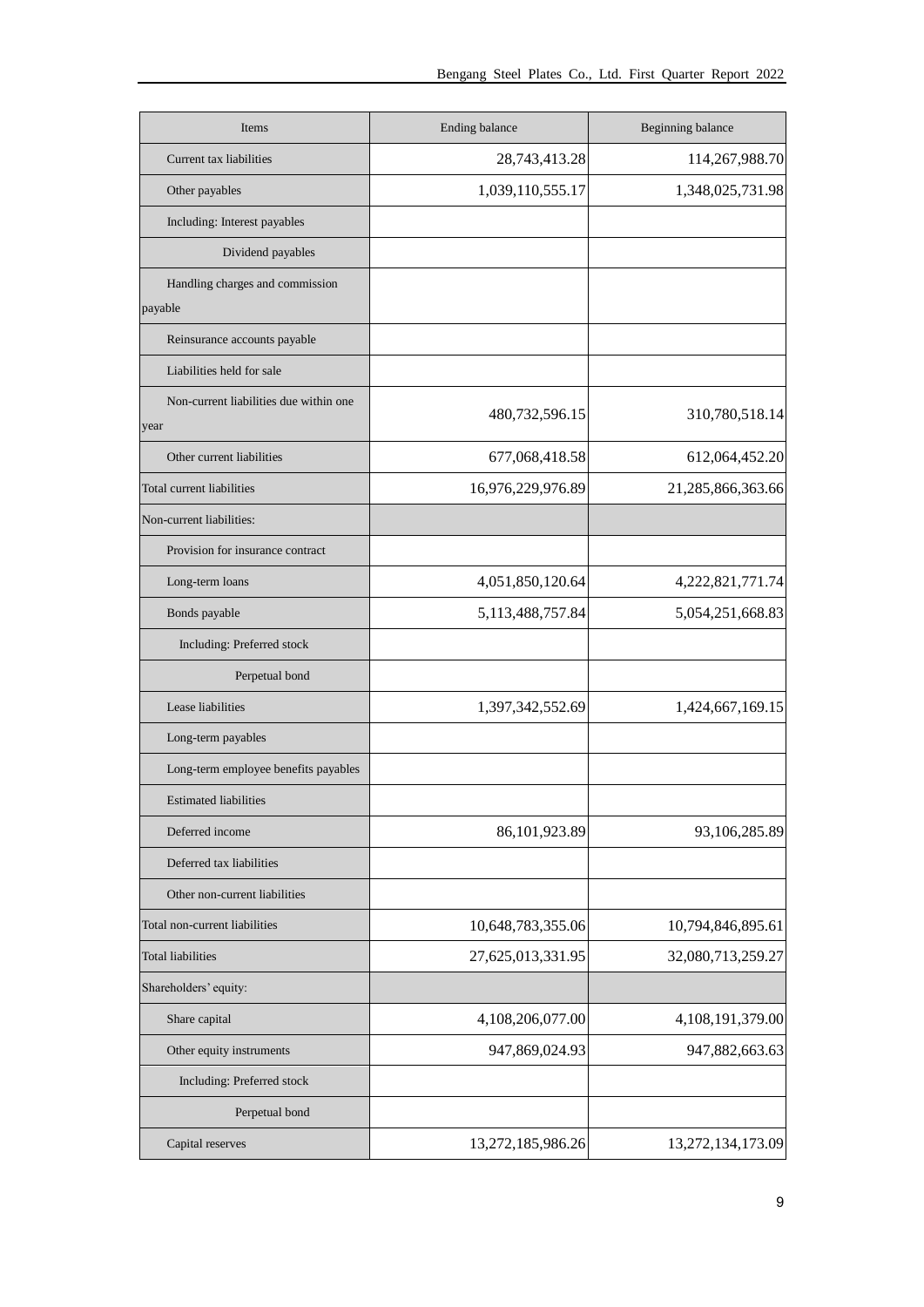| Items | Ending balance | Beginning balance |
| --- | --- | --- |
| Current tax liabilities | 28,743,413.28 | 114,267,988.70 |
| Other payables | 1,039,110,555.17 | 1,348,025,731.98 |
| Including: Interest payables | | |
| Dividend payables | | |
| Handling charges and commission payable | | |
| Reinsurance accounts payable | | |
| Liabilities held for sale | | |
| Non-current liabilities due within one year | 480,732,596.15 | 310,780,518.14 |
| Other current liabilities | 677,068,418.58 | 612,064,452.20 |
| Total current liabilities | 16,976,229,976.89 | 21,285,866,363.66 |
| Non-current liabilities: | | |
| Provision for insurance contract | | |
| Long-term loans | 4,051,850,120.64 | 4,222,821,771.74 |
| Bonds payable | 5,113,488,757.84 | 5,054,251,668.83 |
| Including: Preferred stock | | |
| Perpetual bond | | |
| Lease liabilities | 1,397,342,552.69 | 1,424,667,169.15 |
| Long-term payables | | |
| Long-term employee benefits payables | | |
| Estimated liabilities | | |
| Deferred income | 86,101,923.89 | 93,106,285.89 |
| Deferred tax liabilities | | |
| Other non-current liabilities | | |
| Total non-current liabilities | 10,648,783,355.06 | 10,794,846,895.61 |
| Total liabilities | 27,625,013,331.95 | 32,080,713,259.27 |
| Shareholders' equity: | | |
| Share capital | 4,108,206,077.00 | 4,108,191,379.00 |
| Other equity instruments | 947,869,024.93 | 947,882,663.63 |
| Including: Preferred stock | | |
| Perpetual bond | | |
| Capital reserves | 13,272,185,986.26 | 13,272,134,173.09 |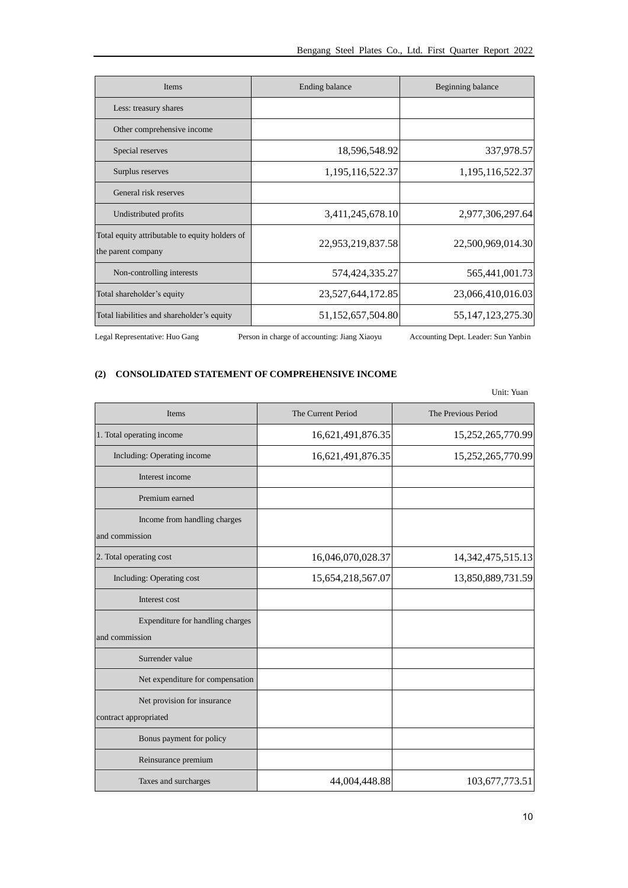| Items | Ending balance | Beginning balance |
| --- | --- | --- |
| Less: treasury shares | | |
| Other comprehensive income | | |
| Special reserves | 18,596,548.92 | 337,978.57 |
| Surplus reserves | 1,195,116,522.37 | 1,195,116,522.37 |
| General risk reserves | | |
| Undistributed profits | 3,411,245,678.10 | 2,977,306,297.64 |
| Total equity attributable to equity holders of the parent company | 22,953,219,837.58 | 22,500,969,014.30 |
| Non-controlling interests | 574,424,335.27 | 565,441,001.73 |
| Total shareholder's equity | 23,527,644,172.85 | 23,066,410,016.03 |
| Total liabilities and shareholder's equity | 51,152,657,504.80 | 55,147,123,275.30 |

Legal Representative: Huo Gang    Person in charge of accounting: Jiang Xiaoyu    Accounting Dept. Leader: Sun Yanbin

**(2) CONSOLIDATED STATEMENT OF COMPREHENSIVE INCOME**

Unit: Yuan

| Items | The Current Period | The Previous Period |
| --- | --- | --- |
| 1. Total operating income | 16,621,491,876.35 | 15,252,265,770.99 |
| Including: Operating income | 16,621,491,876.35 | 15,252,265,770.99 |
| Interest income | | |
| Premium earned | | |
| Income from handling charges and commission | | |
| 2. Total operating cost | 16,046,070,028.37 | 14,342,475,515.13 |
| Including: Operating cost | 15,654,218,567.07 | 13,850,889,731.59 |
| Interest cost | | |
| Expenditure for handling charges and commission | | |
| Surrender value | | |
| Net expenditure for compensation | | |
| Net provision for insurance contract appropriated | | |
| Bonus payment for policy | | |
| Reinsurance premium | | |
| Taxes and surcharges | 44,004,448.88 | 103,677,773.51 |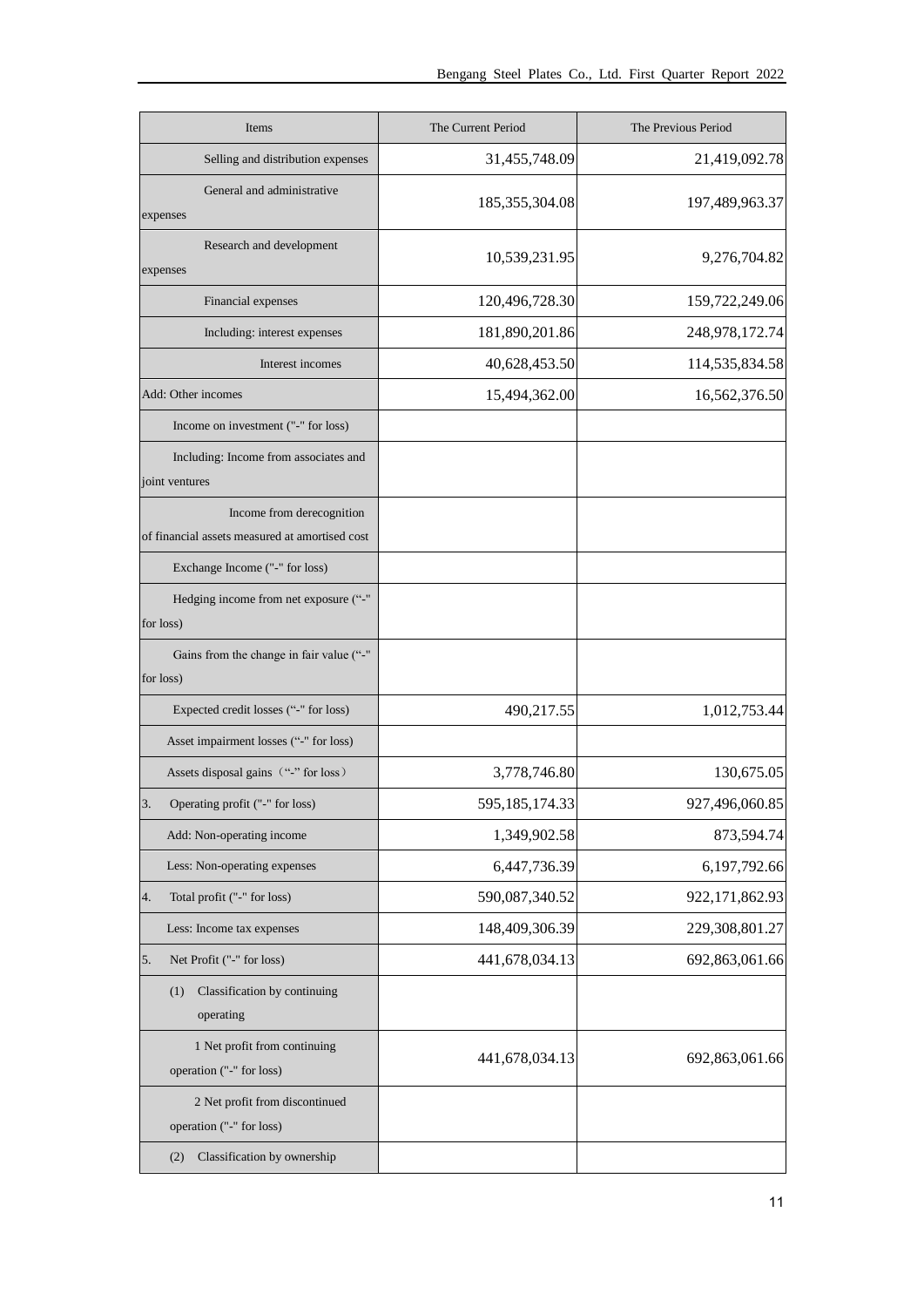| Items | The Current Period | The Previous Period |
| --- | --- | --- |
| Selling and distribution expenses | 31,455,748.09 | 21,419,092.78 |
| General and administrative expenses | 185,355,304.08 | 197,489,963.37 |
| Research and development expenses | 10,539,231.95 | 9,276,704.82 |
| Financial expenses | 120,496,728.30 | 159,722,249.06 |
| Including: interest expenses | 181,890,201.86 | 248,978,172.74 |
| Interest incomes | 40,628,453.50 | 114,535,834.58 |
| Add: Other incomes | 15,494,362.00 | 16,562,376.50 |
| Income on investment ("-" for loss) | | |
| Including: Income from associates and joint ventures | | |
| Income from derecognition of financial assets measured at amortised cost | | |
| Exchange Income ("-" for loss) | | |
| Hedging income from net exposure ("-" for loss) | | |
| Gains from the change in fair value ("-" for loss) | | |
| Expected credit losses ("-" for loss) | 490,217.55 | 1,012,753.44 |
| Asset impairment losses ("-" for loss) | | |
| Assets disposal gains（"-" for loss） | 3,778,746.80 | 130,675.05 |
| 3. Operating profit ("-" for loss) | 595,185,174.33 | 927,496,060.85 |
| Add: Non-operating income | 1,349,902.58 | 873,594.74 |
| Less: Non-operating expenses | 6,447,736.39 | 6,197,792.66 |
| 4. Total profit ("-" for loss) | 590,087,340.52 | 922,171,862.93 |
| Less: Income tax expenses | 148,409,306.39 | 229,308,801.27 |
| 5. Net Profit ("-" for loss) | 441,678,034.13 | 692,863,061.66 |
| (1) Classification by continuing operating | | |
| 1 Net profit from continuing operation ("-" for loss) | 441,678,034.13 | 692,863,061.66 |
| 2 Net profit from discontinued operation ("-" for loss) | | |
| (2) Classification by ownership | | |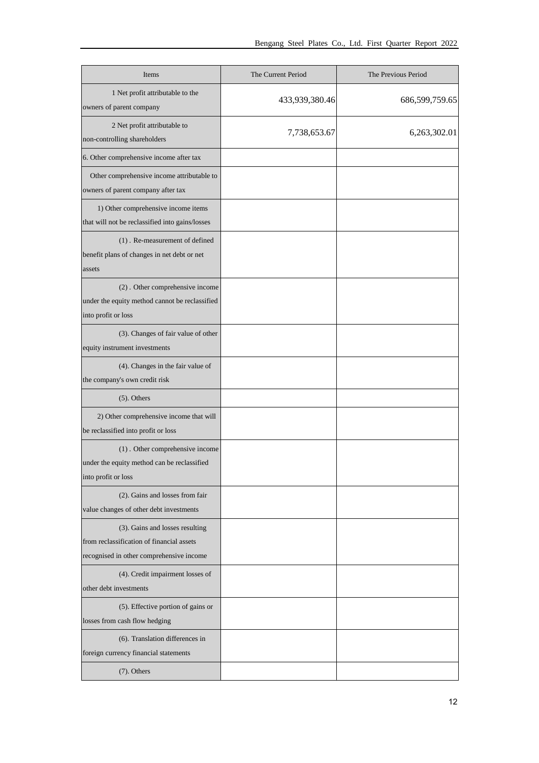| Items | The Current Period | The Previous Period |
| --- | --- | --- |
| 1 Net profit attributable to the owners of parent company | 433,939,380.46 | 686,599,759.65 |
| 2 Net profit attributable to non-controlling shareholders | 7,738,653.67 | 6,263,302.01 |
| 6. Other comprehensive income after tax | | |
| Other comprehensive income attributable to owners of parent company after tax | | |
| 1) Other comprehensive income items that will not be reclassified into gains/losses | | |
| (1) . Re-measurement of defined benefit plans of changes in net debt or net assets | | |
| (2) . Other comprehensive income under the equity method cannot be reclassified into profit or loss | | |
| (3). Changes of fair value of other equity instrument investments | | |
| (4). Changes in the fair value of the company's own credit risk | | |
| (5). Others | | |
| 2) Other comprehensive income that will be reclassified into profit or loss | | |
| (1) . Other comprehensive income under the equity method can be reclassified into profit or loss | | |
| (2). Gains and losses from fair value changes of other debt investments | | |
| (3). Gains and losses resulting from reclassification of financial assets recognised in other comprehensive income | | |
| (4). Credit impairment losses of other debt investments | | |
| (5). Effective portion of gains or losses from cash flow hedging | | |
| (6). Translation differences in foreign currency financial statements | | |
| (7). Others | | |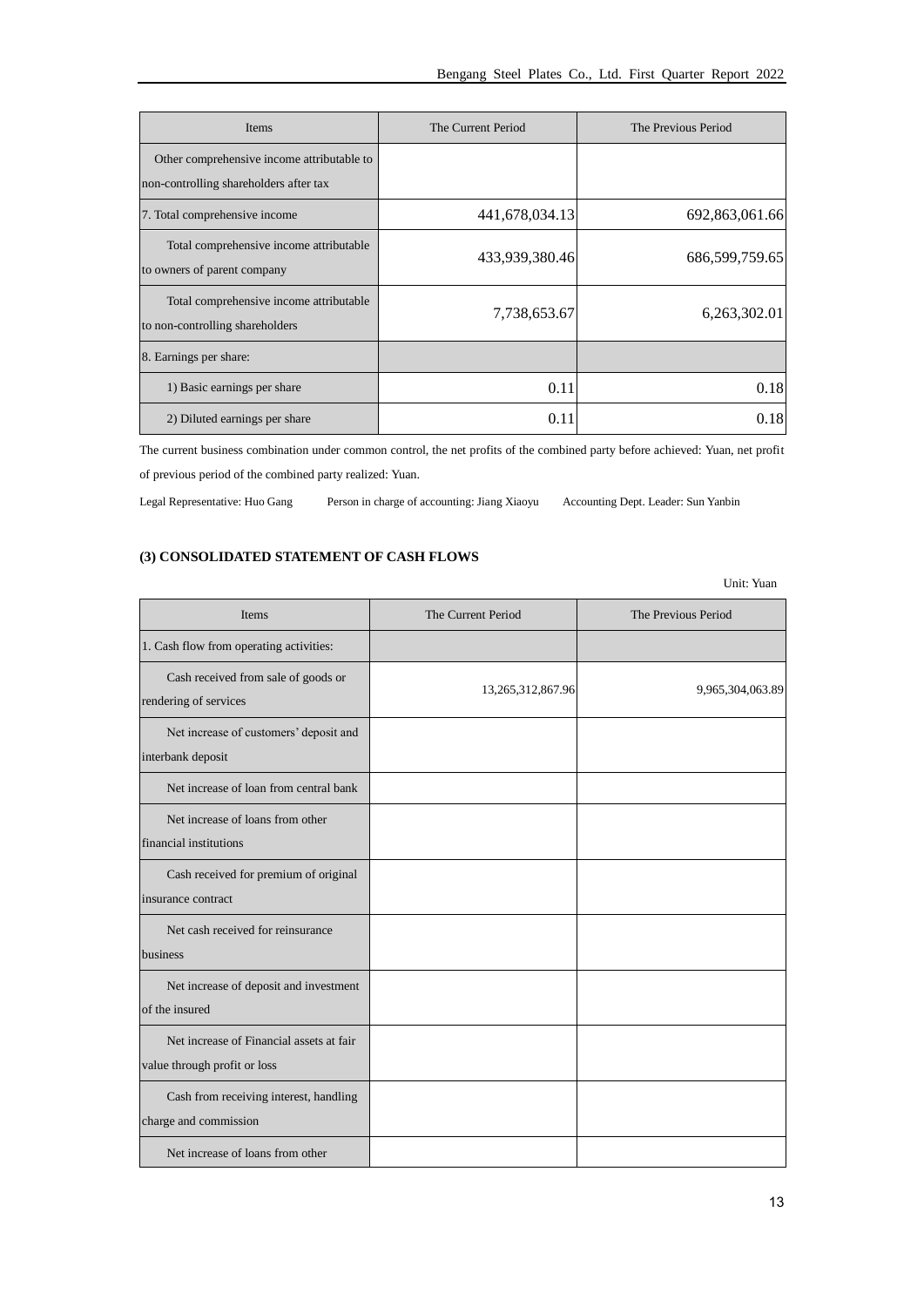| Items | The Current Period | The Previous Period |
|---|---|---|
| Other comprehensive income attributable to non-controlling shareholders after tax | | |
| 7. Total comprehensive income | 441,678,034.13 | 692,863,061.66 |
| Total comprehensive income attributable to owners of parent company | 433,939,380.46 | 686,599,759.65 |
| Total comprehensive income attributable to non-controlling shareholders | 7,738,653.67 | 6,263,302.01 |
| 8. Earnings per share: | | |
| 1) Basic earnings per share | 0.11 | 0.18 |
| 2) Diluted earnings per share | 0.11 | 0.18 |

The current business combination under common control, the net profits of the combined party before achieved: Yuan, net profit of previous period of the combined party realized: Yuan.

Legal Representative: Huo Gang     Person in charge of accounting: Jiang Xiaoyu     Accounting Dept. Leader: Sun Yanbin

### (3) CONSOLIDATED STATEMENT OF CASH FLOWS

Unit: Yuan

| Items | The Current Period | The Previous Period |
|---|---|---|
| 1. Cash flow from operating activities: | | |
| Cash received from sale of goods or rendering of services | 13,265,312,867.96 | 9,965,304,063.89 |
| Net increase of customers' deposit and interbank deposit | | |
| Net increase of loan from central bank | | |
| Net increase of loans from other financial institutions | | |
| Cash received for premium of original insurance contract | | |
| Net cash received for reinsurance business | | |
| Net increase of deposit and investment of the insured | | |
| Net increase of Financial assets at fair value through profit or loss | | |
| Cash from receiving interest, handling charge and commission | | |
| Net increase of loans from other | | |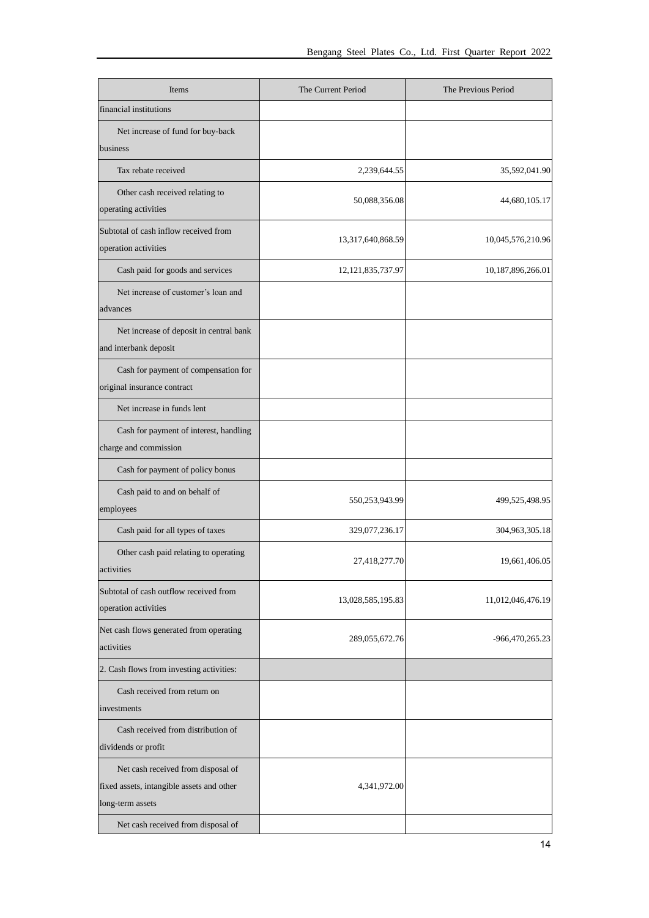| Items | The Current Period | The Previous Period |
| --- | --- | --- |
| financial institutions | | |
| Net increase of fund for buy-back business | | |
| Tax rebate received | 2,239,644.55 | 35,592,041.90 |
| Other cash received relating to operating activities | 50,088,356.08 | 44,680,105.17 |
| Subtotal of cash inflow received from operation activities | 13,317,640,868.59 | 10,045,576,210.96 |
| Cash paid for goods and services | 12,121,835,737.97 | 10,187,896,266.01 |
| Net increase of customer's loan and advances | | |
| Net increase of deposit in central bank and interbank deposit | | |
| Cash for payment of compensation for original insurance contract | | |
| Net increase in funds lent | | |
| Cash for payment of interest, handling charge and commission | | |
| Cash for payment of policy bonus | | |
| Cash paid to and on behalf of employees | 550,253,943.99 | 499,525,498.95 |
| Cash paid for all types of taxes | 329,077,236.17 | 304,963,305.18 |
| Other cash paid relating to operating activities | 27,418,277.70 | 19,661,406.05 |
| Subtotal of cash outflow received from operation activities | 13,028,585,195.83 | 11,012,046,476.19 |
| Net cash flows generated from operating activities | 289,055,672.76 | -966,470,265.23 |
| 2. Cash flows from investing activities: | | |
| Cash received from return on investments | | |
| Cash received from distribution of dividends or profit | | |
| Net cash received from disposal of fixed assets, intangible assets and other long-term assets | 4,341,972.00 | |
| Net cash received from disposal of | | |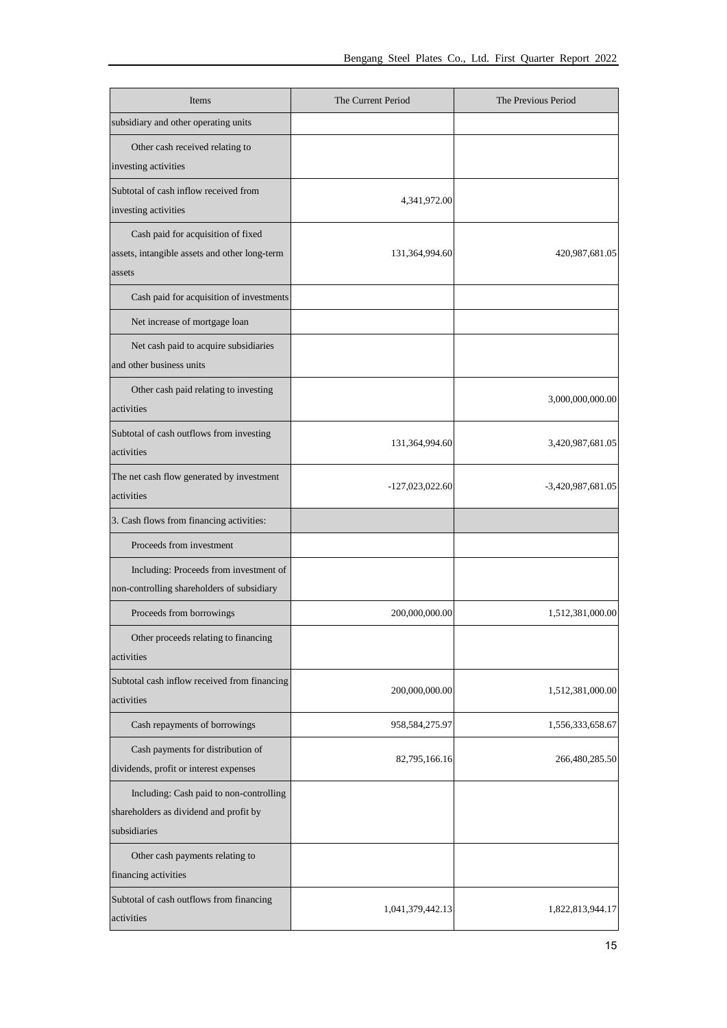| Items | The Current Period | The Previous Period |
|---|---|---|
| subsidiary and other operating units | | |
| Other cash received relating to investing activities | | |
| Subtotal of cash inflow received from investing activities | 4,341,972.00 | |
| Cash paid for acquisition of fixed assets, intangible assets and other long-term assets | 131,364,994.60 | 420,987,681.05 |
| Cash paid for acquisition of investments | | |
| Net increase of mortgage loan | | |
| Net cash paid to acquire subsidiaries and other business units | | |
| Other cash paid relating to investing activities | | 3,000,000,000.00 |
| Subtotal of cash outflows from investing activities | 131,364,994.60 | 3,420,987,681.05 |
| The net cash flow generated by investment activities | -127,023,022.60 | -3,420,987,681.05 |
| 3. Cash flows from financing activities: | | |
| Proceeds from investment | | |
| Including: Proceeds from investment of non-controlling shareholders of subsidiary | | |
| Proceeds from borrowings | 200,000,000.00 | 1,512,381,000.00 |
| Other proceeds relating to financing activities | | |
| Subtotal cash inflow received from financing activities | 200,000,000.00 | 1,512,381,000.00 |
| Cash repayments of borrowings | 958,584,275.97 | 1,556,333,658.67 |
| Cash payments for distribution of dividends, profit or interest expenses | 82,795,166.16 | 266,480,285.50 |
| Including: Cash paid to non-controlling shareholders as dividend and profit by subsidiaries | | |
| Other cash payments relating to financing activities | | |
| Subtotal of cash outflows from financing activities | 1,041,379,442.13 | 1,822,813,944.17 |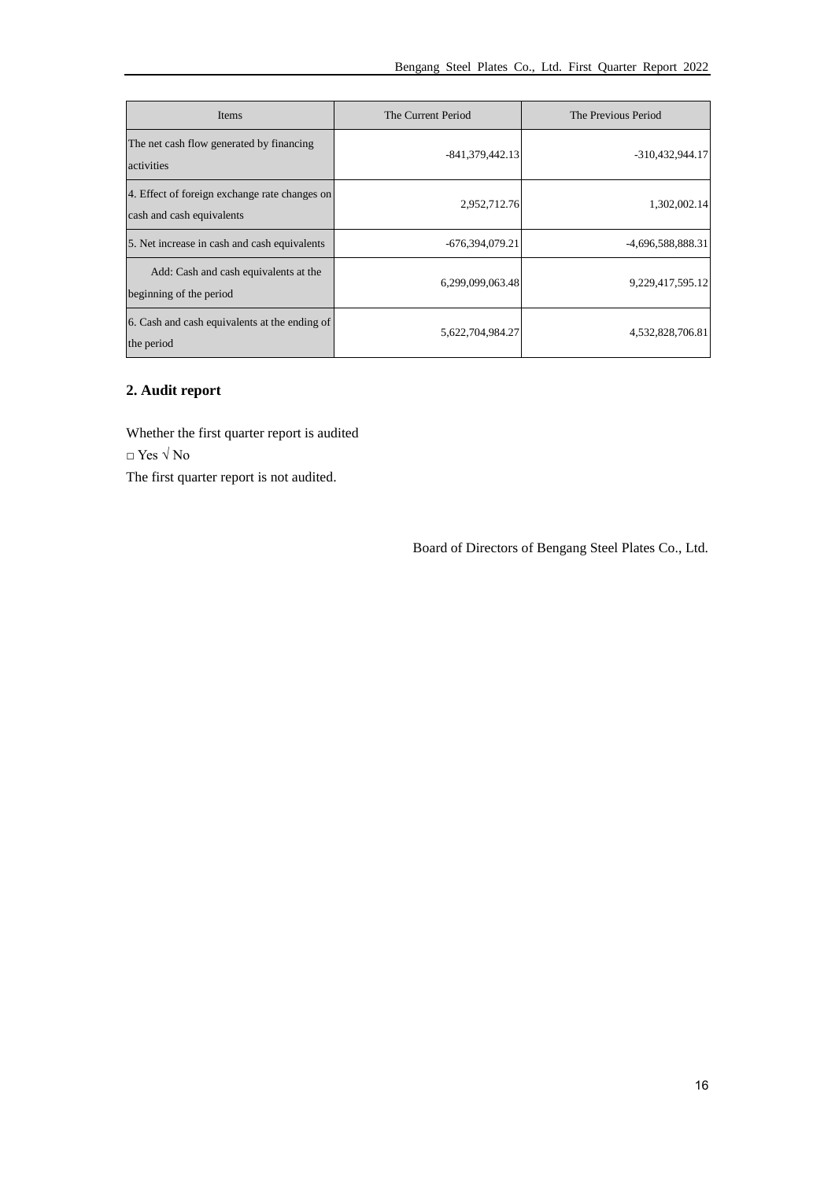| Items | The Current Period | The Previous Period |
|---|---|---|
| The net cash flow generated by financing activities | -841,379,442.13 | -310,432,944.17 |
| 4. Effect of foreign exchange rate changes on cash and cash equivalents | 2,952,712.76 | 1,302,002.14 |
| 5. Net increase in cash and cash equivalents | -676,394,079.21 | -4,696,588,888.31 |
| Add: Cash and cash equivalents at the beginning of the period | 6,299,099,063.48 | 9,229,417,595.12 |
| 6. Cash and cash equivalents at the ending of the period | 5,622,704,984.27 | 4,532,828,706.81 |

### 2. Audit report

Whether the first quarter report is audited

□ Yes √ No

The first quarter report is not audited.

Board of Directors of Bengang Steel Plates Co., Ltd.